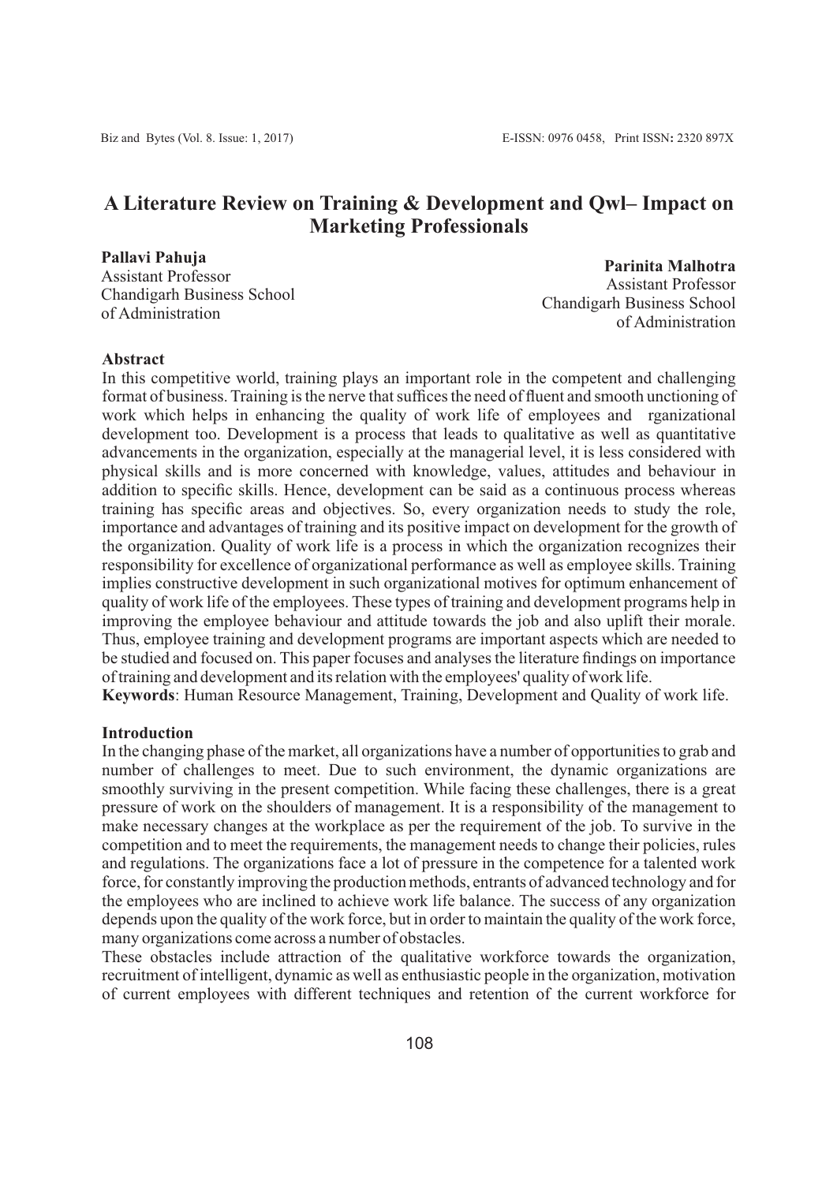# A Literature Review on Training & Development and Qwl– Impact on Marketing Professionals

**Pallavi Pahuja**
Assistant Professor
Chandigarh Business School of Administration

**Parinita Malhotra**
Assistant Professor
Chandigarh Business School of Administration

## Abstract

In this competitive world, training plays an important role in the competent and challenging format of business. Training is the nerve that suffices the need of fluent and smooth unctioning of work which helps in enhancing the quality of work life of employees and rganizational development too. Development is a process that leads to qualitative as well as quantitative advancements in the organization, especially at the managerial level, it is less considered with physical skills and is more concerned with knowledge, values, attitudes and behaviour in addition to specific skills. Hence, development can be said as a continuous process whereas training has specific areas and objectives. So, every organization needs to study the role, importance and advantages of training and its positive impact on development for the growth of the organization. Quality of work life is a process in which the organization recognizes their responsibility for excellence of organizational performance as well as employee skills. Training implies constructive development in such organizational motives for optimum enhancement of quality of work life of the employees. These types of training and development programs help in improving the employee behaviour and attitude towards the job and also uplift their morale. Thus, employee training and development programs are important aspects which are needed to be studied and focused on. This paper focuses and analyses the literature findings on importance of training and development and its relation with the employees' quality of work life.

**Keywords**: Human Resource Management, Training, Development and Quality of work life.

## Introduction

In the changing phase of the market, all organizations have a number of opportunities to grab and number of challenges to meet. Due to such environment, the dynamic organizations are smoothly surviving in the present competition. While facing these challenges, there is a great pressure of work on the shoulders of management. It is a responsibility of the management to make necessary changes at the workplace as per the requirement of the job. To survive in the competition and to meet the requirements, the management needs to change their policies, rules and regulations. The organizations face a lot of pressure in the competence for a talented work force, for constantly improving the production methods, entrants of advanced technology and for the employees who are inclined to achieve work life balance. The success of any organization depends upon the quality of the work force, but in order to maintain the quality of the work force, many organizations come across a number of obstacles.

These obstacles include attraction of the qualitative workforce towards the organization, recruitment of intelligent, dynamic as well as enthusiastic people in the organization, motivation of current employees with different techniques and retention of the current workforce for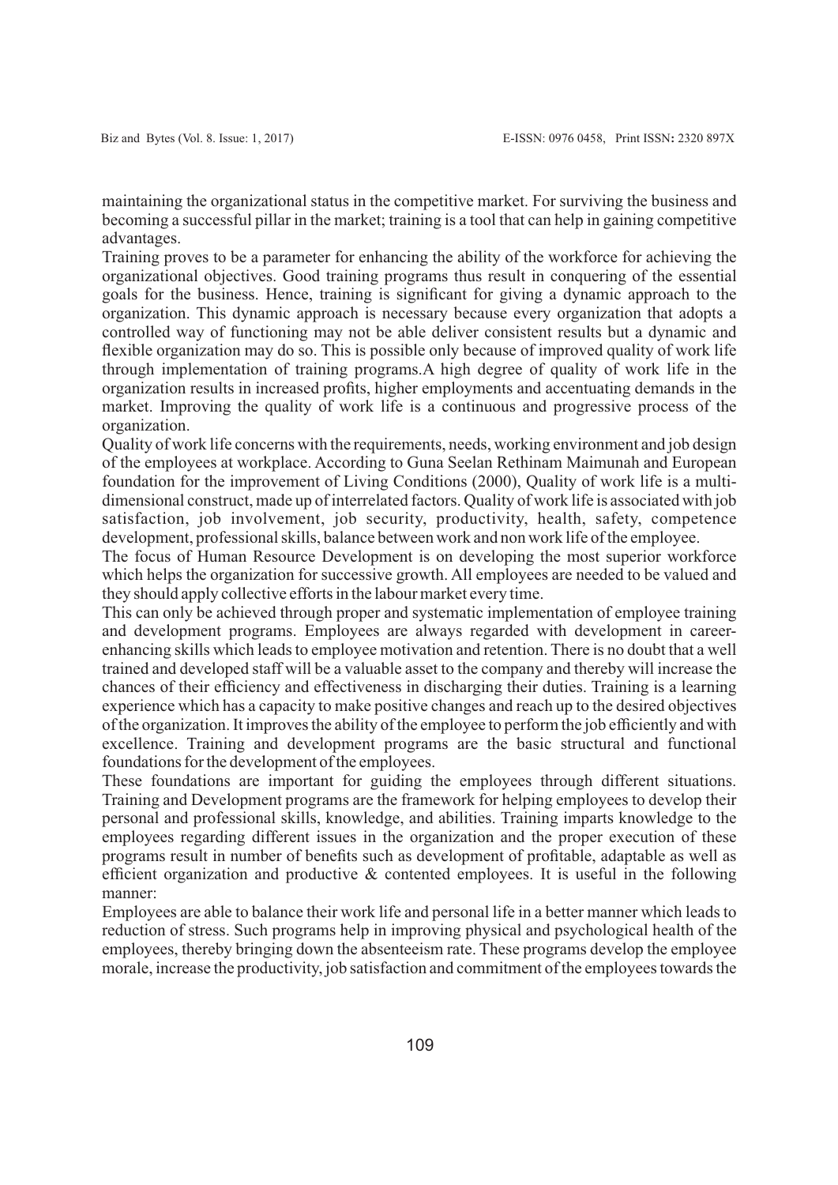maintaining the organizational status in the competitive market. For surviving the business and becoming a successful pillar in the market; training is a tool that can help in gaining competitive advantages.

Training proves to be a parameter for enhancing the ability of the workforce for achieving the organizational objectives. Good training programs thus result in conquering of the essential goals for the business. Hence, training is significant for giving a dynamic approach to the organization. This dynamic approach is necessary because every organization that adopts a controlled way of functioning may not be able deliver consistent results but a dynamic and flexible organization may do so. This is possible only because of improved quality of work life through implementation of training programs.A high degree of quality of work life in the organization results in increased profits, higher employments and accentuating demands in the market. Improving the quality of work life is a continuous and progressive process of the organization.

Quality of work life concerns with the requirements, needs, working environment and job design of the employees at workplace. According to Guna Seelan Rethinam Maimunah and European foundation for the improvement of Living Conditions (2000), Quality of work life is a multi-dimensional construct, made up of interrelated factors. Quality of work life is associated with job satisfaction, job involvement, job security, productivity, health, safety, competence development, professional skills, balance between work and non work life of the employee.

The focus of Human Resource Development is on developing the most superior workforce which helps the organization for successive growth. All employees are needed to be valued and they should apply collective efforts in the labour market every time.

This can only be achieved through proper and systematic implementation of employee training and development programs. Employees are always regarded with development in career-enhancing skills which leads to employee motivation and retention. There is no doubt that a well trained and developed staff will be a valuable asset to the company and thereby will increase the chances of their efficiency and effectiveness in discharging their duties. Training is a learning experience which has a capacity to make positive changes and reach up to the desired objectives of the organization. It improves the ability of the employee to perform the job efficiently and with excellence. Training and development programs are the basic structural and functional foundations for the development of the employees.

These foundations are important for guiding the employees through different situations. Training and Development programs are the framework for helping employees to develop their personal and professional skills, knowledge, and abilities. Training imparts knowledge to the employees regarding different issues in the organization and the proper execution of these programs result in number of benefits such as development of profitable, adaptable as well as efficient organization and productive & contented employees. It is useful in the following manner:

Employees are able to balance their work life and personal life in a better manner which leads to reduction of stress. Such programs help in improving physical and psychological health of the employees, thereby bringing down the absenteeism rate. These programs develop the employee morale, increase the productivity, job satisfaction and commitment of the employees towards the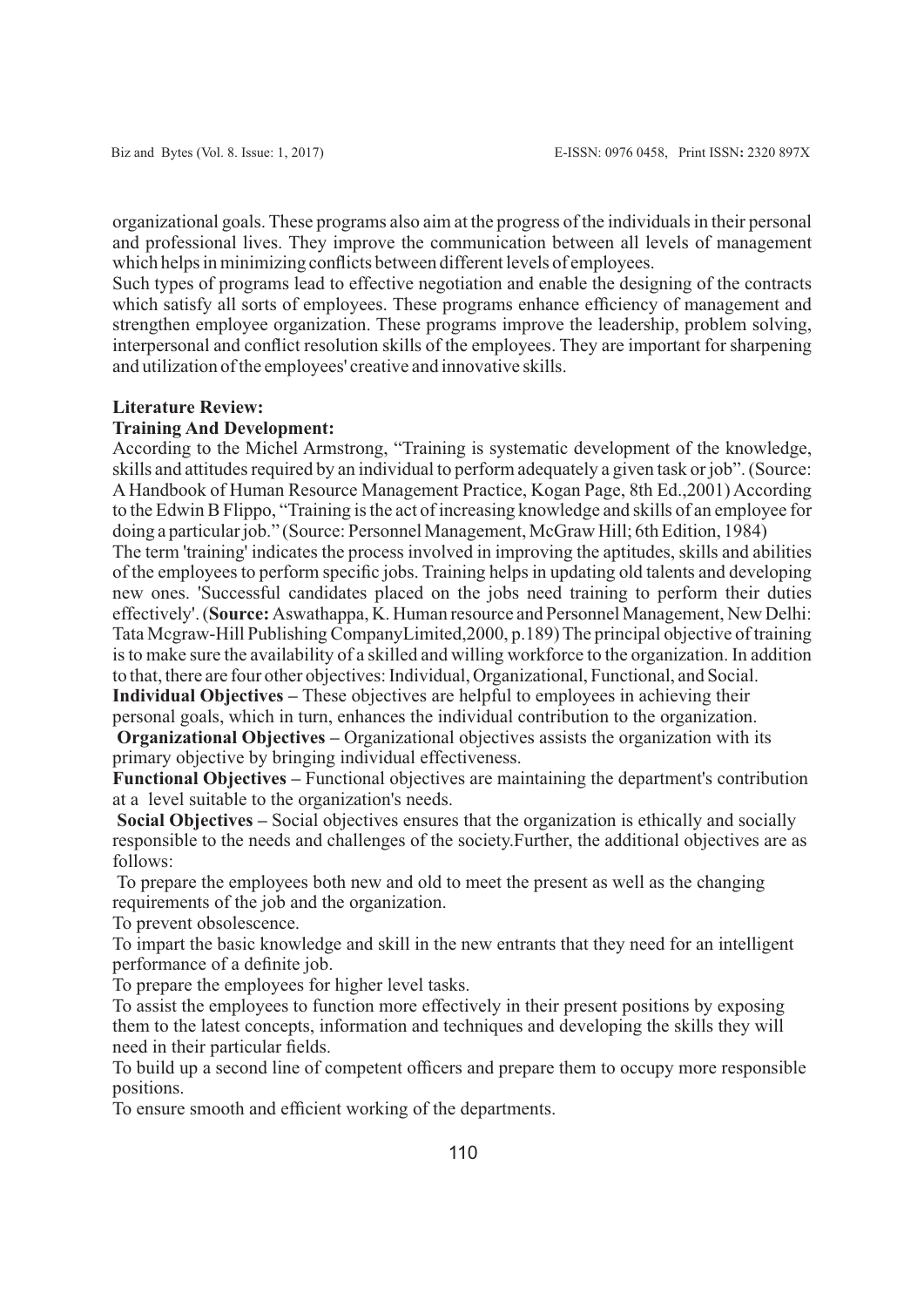organizational goals. These programs also aim at the progress of the individuals in their personal and professional lives. They improve the communication between all levels of management which helps in minimizing conflicts between different levels of employees.

Such types of programs lead to effective negotiation and enable the designing of the contracts which satisfy all sorts of employees. These programs enhance efficiency of management and strengthen employee organization. These programs improve the leadership, problem solving, interpersonal and conflict resolution skills of the employees. They are important for sharpening and utilization of the employees' creative and innovative skills.

**Literature Review:**

**Training And Development:**

According to the Michel Armstrong, "Training is systematic development of the knowledge, skills and attitudes required by an individual to perform adequately a given task or job". (Source: A Handbook of Human Resource Management Practice, Kogan Page, 8th Ed.,2001) According to the Edwin B Flippo, "Training is the act of increasing knowledge and skills of an employee for doing a particular job." (Source: Personnel Management, McGraw Hill; 6th Edition, 1984)

The term 'training' indicates the process involved in improving the aptitudes, skills and abilities of the employees to perform specific jobs. Training helps in updating old talents and developing new ones. 'Successful candidates placed on the jobs need training to perform their duties effectively'. (**Source:** Aswathappa, K. Human resource and Personnel Management, New Delhi: Tata Mcgraw-Hill Publishing CompanyLimited,2000, p.189) The principal objective of training is to make sure the availability of a skilled and willing workforce to the organization. In addition to that, there are four other objectives: Individual, Organizational, Functional, and Social.

**Individual Objectives –** These objectives are helpful to employees in achieving their personal goals, which in turn, enhances the individual contribution to the organization.

**Organizational Objectives –** Organizational objectives assists the organization with its primary objective by bringing individual effectiveness.

**Functional Objectives –** Functional objectives are maintaining the department's contribution at a level suitable to the organization's needs.

**Social Objectives –** Social objectives ensures that the organization is ethically and socially responsible to the needs and challenges of the society.Further, the additional objectives are as follows:

To prepare the employees both new and old to meet the present as well as the changing requirements of the job and the organization.

To prevent obsolescence.

To impart the basic knowledge and skill in the new entrants that they need for an intelligent performance of a definite job.

To prepare the employees for higher level tasks.

To assist the employees to function more effectively in their present positions by exposing them to the latest concepts, information and techniques and developing the skills they will need in their particular fields.

To build up a second line of competent officers and prepare them to occupy more responsible positions.

To ensure smooth and efficient working of the departments.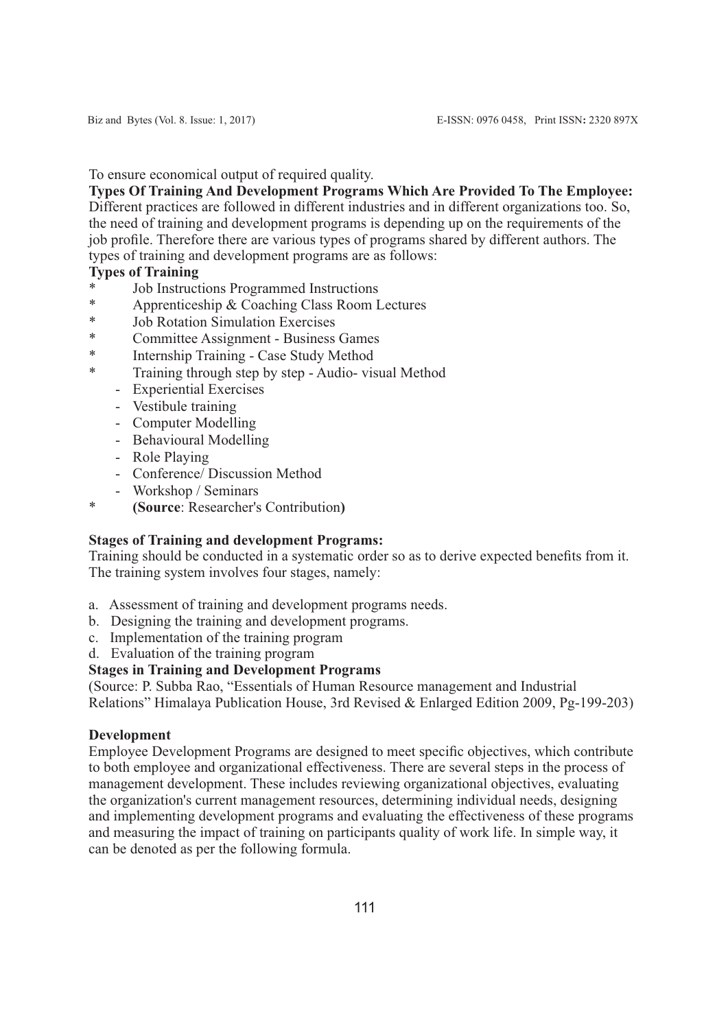To ensure economical output of required quality.

**Types Of Training And Development Programs Which Are Provided To The Employee:**
Different practices are followed in different industries and in different organizations too. So, the need of training and development programs is depending up on the requirements of the job profile. Therefore there are various types of programs shared by different authors. The types of training and development programs are as follows:

**Types of Training**

* Job Instructions Programmed Instructions
* Apprenticeship & Coaching Class Room Lectures
* Job Rotation Simulation Exercises
* Committee Assignment - Business Games
* Internship Training - Case Study Method
* Training through step by step - Audio- visual Method
    - Experiential Exercises
    - Vestibule training
    - Computer Modelling
    - Behavioural Modelling
    - Role Playing
    - Conference/ Discussion Method
    - Workshop / Seminars
* **(Source**: Researcher's Contribution**)**

**Stages of Training and development Programs:**
Training should be conducted in a systematic order so as to derive expected benefits from it. The training system involves four stages, namely:

a. Assessment of training and development programs needs.
b. Designing the training and development programs.
c. Implementation of the training program
d. Evaluation of the training program

**Stages in Training and Development Programs**
(Source: P. Subba Rao, "Essentials of Human Resource management and Industrial Relations" Himalaya Publication House, 3rd Revised & Enlarged Edition 2009, Pg-199-203)

**Development**
Employee Development Programs are designed to meet specific objectives, which contribute to both employee and organizational effectiveness. There are several steps in the process of management development. These includes reviewing organizational objectives, evaluating the organization's current management resources, determining individual needs, designing and implementing development programs and evaluating the effectiveness of these programs and measuring the impact of training on participants quality of work life. In simple way, it can be denoted as per the following formula.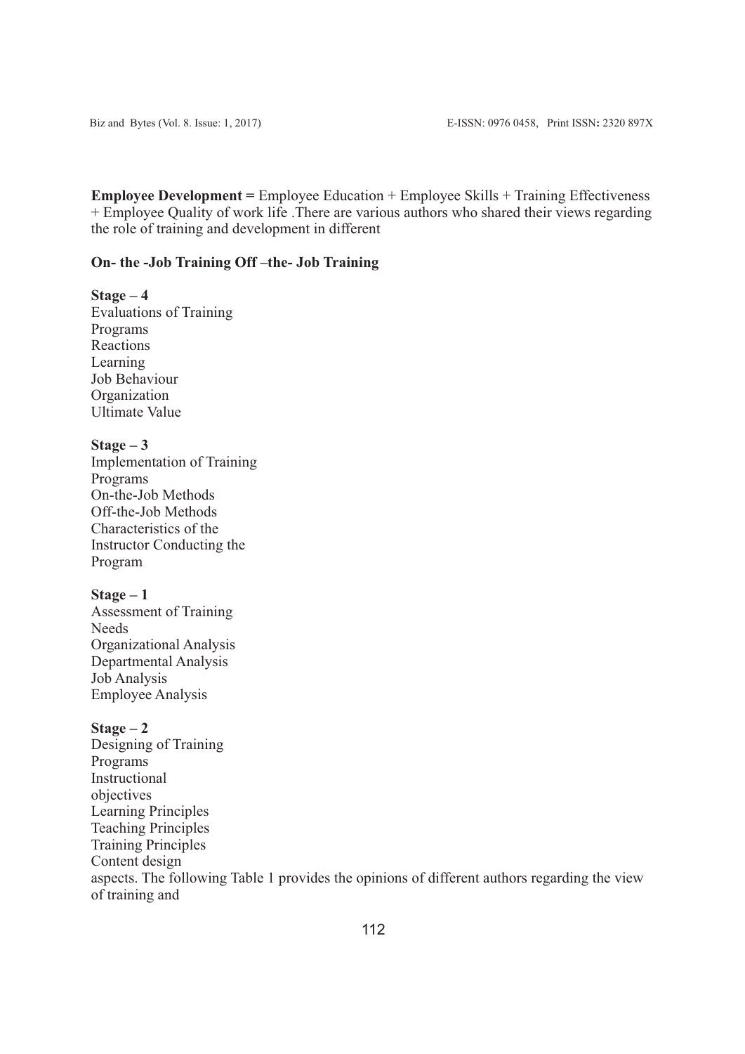**Employee Development =** Employee Education + Employee Skills + Training Effectiveness + Employee Quality of work life .There are various authors who shared their views regarding the role of training and development in different

**On- the -Job Training Off –the- Job Training**

**Stage – 4**
Evaluations of Training
Programs
Reactions
Learning
Job Behaviour
Organization
Ultimate Value

**Stage – 3**
Implementation of Training
Programs
On-the-Job Methods
Off-the-Job Methods
Characteristics of the
Instructor Conducting the
Program

**Stage – 1**
Assessment of Training
Needs
Organizational Analysis
Departmental Analysis
Job Analysis
Employee Analysis

**Stage – 2**
Designing of Training
Programs
Instructional
objectives
Learning Principles
Teaching Principles
Training Principles
Content design
aspects. The following Table 1 provides the opinions of different authors regarding the view of training and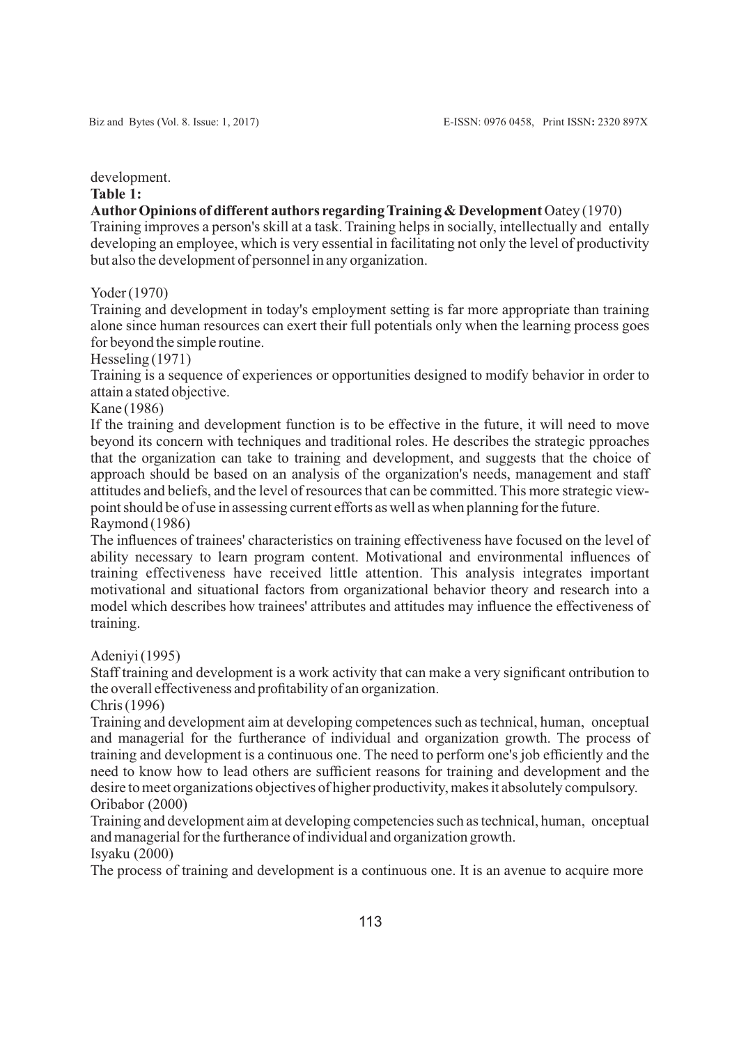development.

**Table 1:**

**Author Opinions of different authors regarding Training & Development** Oatey (1970)

Training improves a person's skill at a task. Training helps in socially, intellectually and entally developing an employee, which is very essential in facilitating not only the level of productivity but also the development of personnel in any organization.

Yoder (1970)

Training and development in today's employment setting is far more appropriate than training alone since human resources can exert their full potentials only when the learning process goes for beyond the simple routine.

Hesseling (1971)

Training is a sequence of experiences or opportunities designed to modify behavior in order to attain a stated objective.

Kane (1986)

If the training and development function is to be effective in the future, it will need to move beyond its concern with techniques and traditional roles. He describes the strategic pproaches that the organization can take to training and development, and suggests that the choice of approach should be based on an analysis of the organization's needs, management and staff attitudes and beliefs, and the level of resources that can be committed. This more strategic view-point should be of use in assessing current efforts as well as when planning for the future.

Raymond (1986)

The influences of trainees' characteristics on training effectiveness have focused on the level of ability necessary to learn program content. Motivational and environmental influences of training effectiveness have received little attention. This analysis integrates important motivational and situational factors from organizational behavior theory and research into a model which describes how trainees' attributes and attitudes may influence the effectiveness of training.

Adeniyi (1995)

Staff training and development is a work activity that can make a very significant ontribution to the overall effectiveness and profitability of an organization.

Chris (1996)

Training and development aim at developing competences such as technical, human, onceptual and managerial for the furtherance of individual and organization growth. The process of training and development is a continuous one. The need to perform one's job efficiently and the need to know how to lead others are sufficient reasons for training and development and the desire to meet organizations objectives of higher productivity, makes it absolutely compulsory.

Oribabor (2000)

Training and development aim at developing competencies such as technical, human, onceptual and managerial for the furtherance of individual and organization growth.

Isyaku (2000)

The process of training and development is a continuous one. It is an avenue to acquire more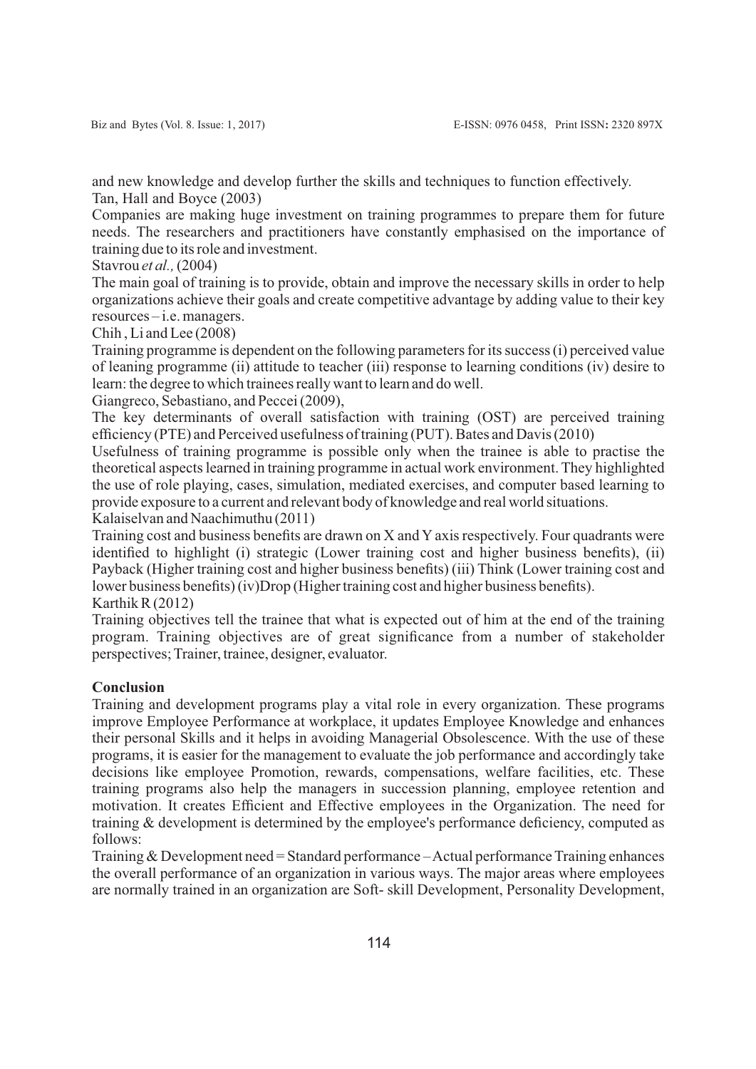and new knowledge and develop further the skills and techniques to function effectively.

Tan, Hall and Boyce (2003)

Companies are making huge investment on training programmes to prepare them for future needs. The researchers and practitioners have constantly emphasised on the importance of training due to its role and investment.

Stavrou *et al.,* (2004)

The main goal of training is to provide, obtain and improve the necessary skills in order to help organizations achieve their goals and create competitive advantage by adding value to their key resources – i.e. managers.

Chih , Li and Lee (2008)

Training programme is dependent on the following parameters for its success (i) perceived value of leaning programme (ii) attitude to teacher (iii) response to learning conditions (iv) desire to learn: the degree to which trainees really want to learn and do well.

Giangreco, Sebastiano, and Peccei (2009),

The key determinants of overall satisfaction with training (OST) are perceived training efficiency (PTE) and Perceived usefulness of training (PUT). Bates and Davis (2010)

Usefulness of training programme is possible only when the trainee is able to practise the theoretical aspects learned in training programme in actual work environment. They highlighted the use of role playing, cases, simulation, mediated exercises, and computer based learning to provide exposure to a current and relevant body of knowledge and real world situations.

Kalaiselvan and Naachimuthu (2011)

Training cost and business benefits are drawn on X and Y axis respectively. Four quadrants were identified to highlight (i) strategic (Lower training cost and higher business benefits), (ii) Payback (Higher training cost and higher business benefits) (iii) Think (Lower training cost and lower business benefits) (iv)Drop (Higher training cost and higher business benefits).

Karthik R (2012)

Training objectives tell the trainee that what is expected out of him at the end of the training program. Training objectives are of great significance from a number of stakeholder perspectives; Trainer, trainee, designer, evaluator.

## Conclusion

Training and development programs play a vital role in every organization. These programs improve Employee Performance at workplace, it updates Employee Knowledge and enhances their personal Skills and it helps in avoiding Managerial Obsolescence. With the use of these programs, it is easier for the management to evaluate the job performance and accordingly take decisions like employee Promotion, rewards, compensations, welfare facilities, etc. These training programs also help the managers in succession planning, employee retention and motivation. It creates Efficient and Effective employees in the Organization. The need for training & development is determined by the employee's performance deficiency, computed as follows:

Training & Development need = Standard performance – Actual performance Training enhances the overall performance of an organization in various ways. The major areas where employees are normally trained in an organization are Soft- skill Development, Personality Development,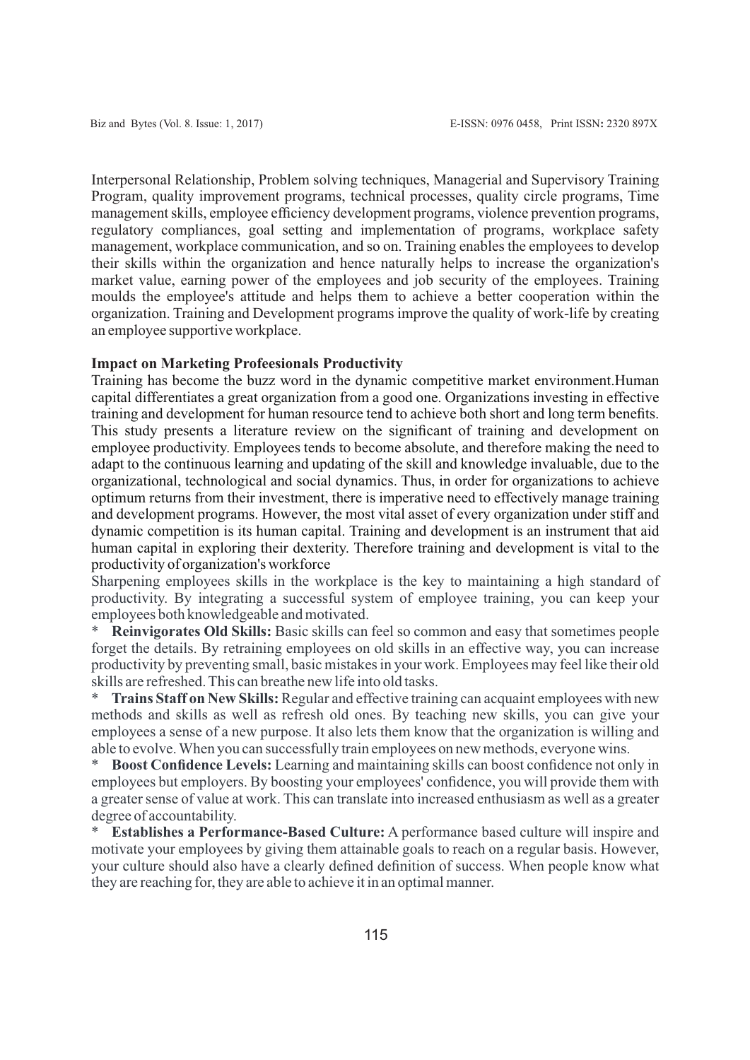Interpersonal Relationship, Problem solving techniques, Managerial and Supervisory Training Program, quality improvement programs, technical processes, quality circle programs, Time management skills, employee efficiency development programs, violence prevention programs, regulatory compliances, goal setting and implementation of programs, workplace safety management, workplace communication, and so on. Training enables the employees to develop their skills within the organization and hence naturally helps to increase the organization's market value, earning power of the employees and job security of the employees. Training moulds the employee's attitude and helps them to achieve a better cooperation within the organization. Training and Development programs improve the quality of work-life by creating an employee supportive workplace.

**Impact on Marketing Profeesionals Productivity**

Training has become the buzz word in the dynamic competitive market environment.Human capital differentiates a great organization from a good one. Organizations investing in effective training and development for human resource tend to achieve both short and long term benefits. This study presents a literature review on the significant of training and development on employee productivity. Employees tends to become absolute, and therefore making the need to adapt to the continuous learning and updating of the skill and knowledge invaluable, due to the organizational, technological and social dynamics. Thus, in order for organizations to achieve optimum returns from their investment, there is imperative need to effectively manage training and development programs. However, the most vital asset of every organization under stiff and dynamic competition is its human capital. Training and development is an instrument that aid human capital in exploring their dexterity. Therefore training and development is vital to the productivity of organization's workforce

Sharpening employees skills in the workplace is the key to maintaining a high standard of productivity. By integrating a successful system of employee training, you can keep your employees both knowledgeable and motivated.

* **Reinvigorates Old Skills:** Basic skills can feel so common and easy that sometimes people forget the details. By retraining employees on old skills in an effective way, you can increase productivity by preventing small, basic mistakes in your work. Employees may feel like their old skills are refreshed. This can breathe new life into old tasks.
* **Trains Staff on New Skills:** Regular and effective training can acquaint employees with new methods and skills as well as refresh old ones. By teaching new skills, you can give your employees a sense of a new purpose. It also lets them know that the organization is willing and able to evolve. When you can successfully train employees on new methods, everyone wins.
* **Boost Confidence Levels:** Learning and maintaining skills can boost confidence not only in employees but employers. By boosting your employees' confidence, you will provide them with a greater sense of value at work. This can translate into increased enthusiasm as well as a greater degree of accountability.
* **Establishes a Performance-Based Culture:** A performance based culture will inspire and motivate your employees by giving them attainable goals to reach on a regular basis. However, your culture should also have a clearly defined definition of success. When people know what they are reaching for, they are able to achieve it in an optimal manner.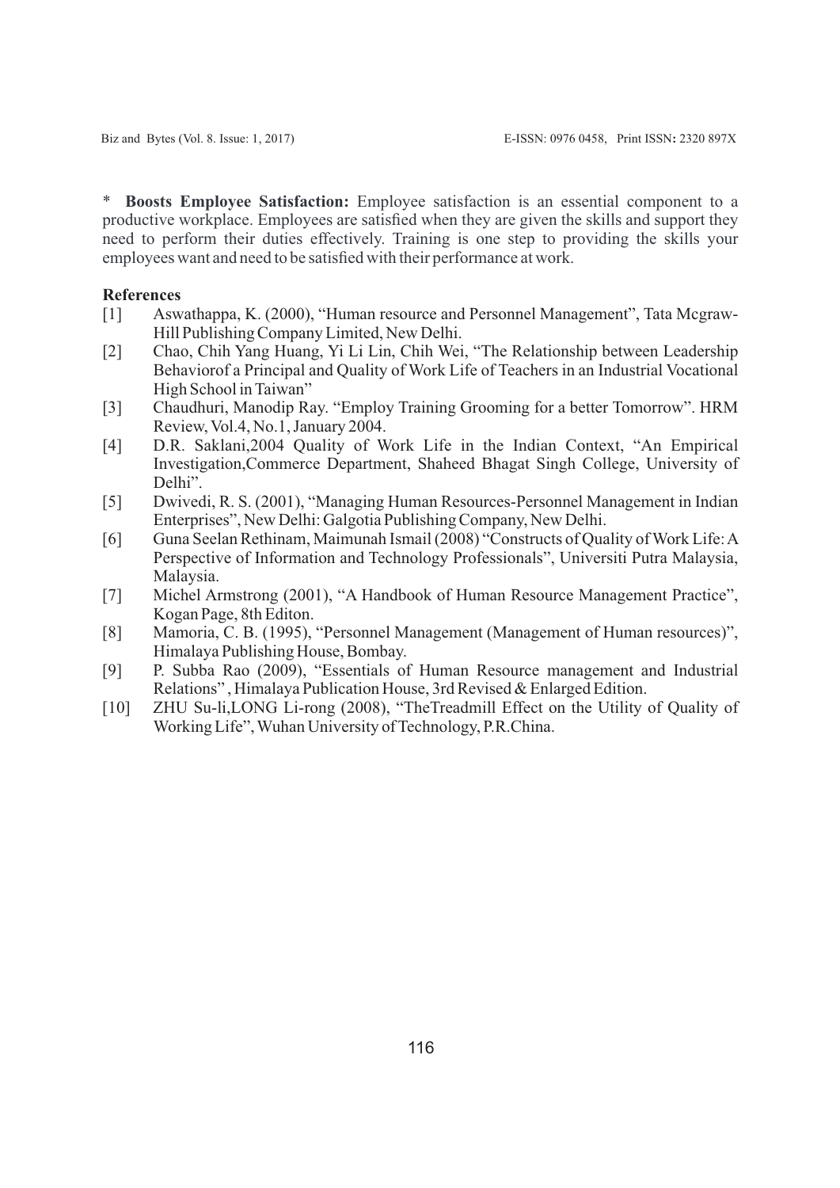* **Boosts Employee Satisfaction:** Employee satisfaction is an essential component to a productive workplace. Employees are satisfied when they are given the skills and support they need to perform their duties effectively. Training is one step to providing the skills your employees want and need to be satisfied with their performance at work.

**References**

[1] Aswathappa, K. (2000), "Human resource and Personnel Management", Tata Mcgraw-Hill Publishing Company Limited, New Delhi.

[2] Chao, Chih Yang Huang, Yi Li Lin, Chih Wei, "The Relationship between Leadership Behaviorof a Principal and Quality of Work Life of Teachers in an Industrial Vocational High School in Taiwan"

[3] Chaudhuri, Manodip Ray. "Employ Training Grooming for a better Tomorrow". HRM Review, Vol.4, No.1, January 2004.

[4] D.R. Saklani,2004 Quality of Work Life in the Indian Context, "An Empirical Investigation,Commerce Department, Shaheed Bhagat Singh College, University of Delhi".

[5] Dwivedi, R. S. (2001), "Managing Human Resources-Personnel Management in Indian Enterprises", New Delhi: Galgotia Publishing Company, New Delhi.

[6] Guna Seelan Rethinam, Maimunah Ismail (2008) "Constructs of Quality of Work Life: A Perspective of Information and Technology Professionals", Universiti Putra Malaysia, Malaysia.

[7] Michel Armstrong (2001), "A Handbook of Human Resource Management Practice", Kogan Page, 8th Editon.

[8] Mamoria, C. B. (1995), "Personnel Management (Management of Human resources)", Himalaya Publishing House, Bombay.

[9] P. Subba Rao (2009), "Essentials of Human Resource management and Industrial Relations" , Himalaya Publication House, 3rd Revised & Enlarged Edition.

[10] ZHU Su-li,LONG Li-rong (2008), "TheTreadmill Effect on the Utility of Quality of Working Life", Wuhan University of Technology, P.R.China.